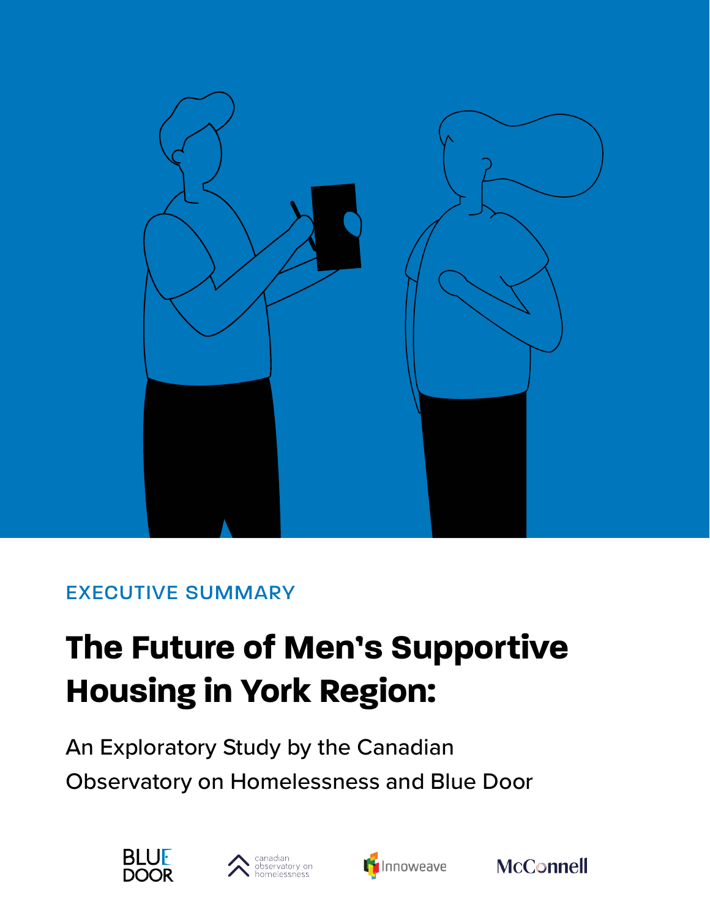EXECUTIVE SUMMARY

# The Future of Men's Supportive Housing in York Region:

## An Exploratory Study by the Canadian Observatory on Homelessness and Blue Door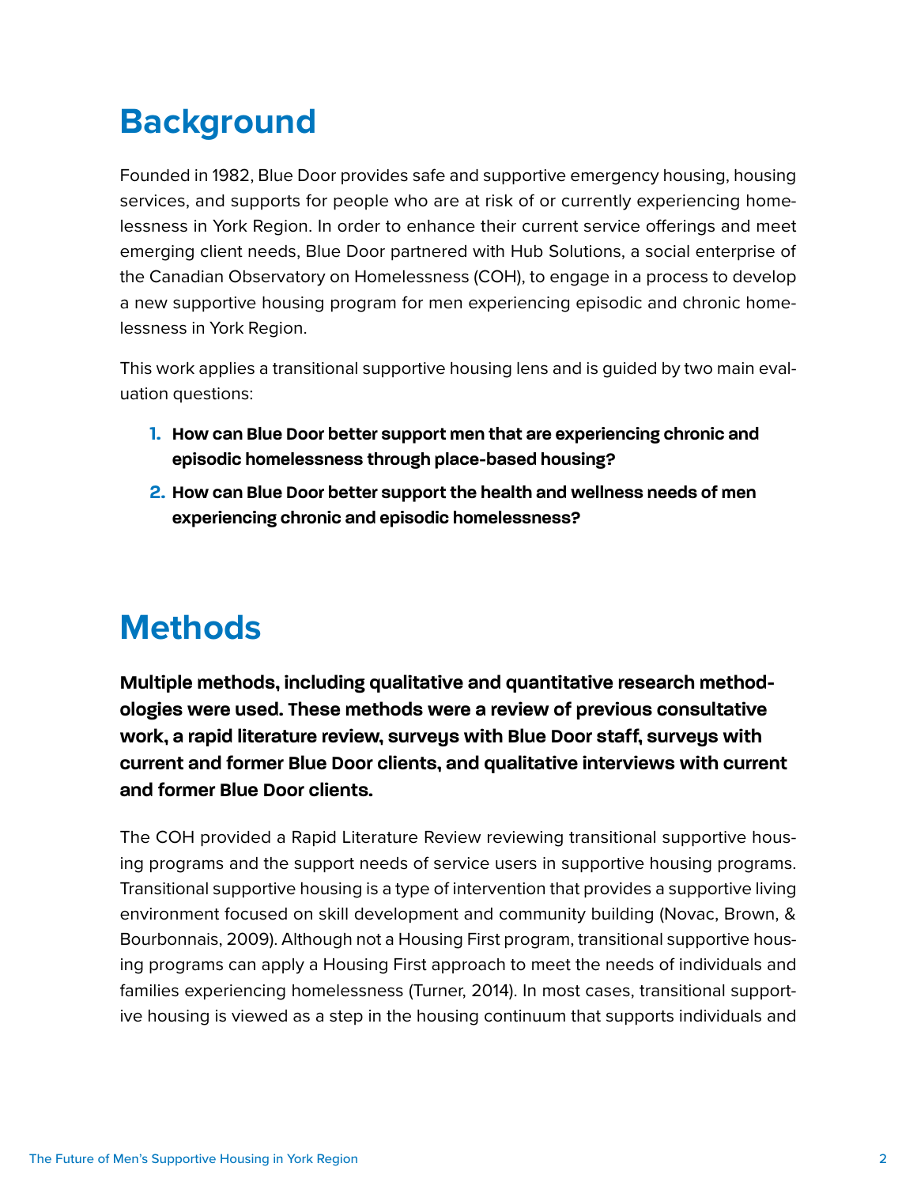# Background

Founded in 1982, Blue Door provides safe and supportive emergency housing, housing services, and supports for people who are at risk of or currently experiencing homelessness in York Region. In order to enhance their current service offerings and meet emerging client needs, Blue Door partnered with Hub Solutions, a social enterprise of the Canadian Observatory on Homelessness (COH), to engage in a process to develop a new supportive housing program for men experiencing episodic and chronic homelessness in York Region.

This work applies a transitional supportive housing lens and is guided by two main evaluation questions:

1. **How can Blue Door better support men that are experiencing chronic and episodic homelessness through place-based housing?**
2. **How can Blue Door better support the health and wellness needs of men experiencing chronic and episodic homelessness?**

# Methods

**Multiple methods, including qualitative and quantitative research methodologies were used. These methods were a review of previous consultative work, a rapid literature review, surveys with Blue Door staff, surveys with current and former Blue Door clients, and qualitative interviews with current and former Blue Door clients.**

The COH provided a Rapid Literature Review reviewing transitional supportive housing programs and the support needs of service users in supportive housing programs. Transitional supportive housing is a type of intervention that provides a supportive living environment focused on skill development and community building (Novac, Brown, & Bourbonnais, 2009). Although not a Housing First program, transitional supportive housing programs can apply a Housing First approach to meet the needs of individuals and families experiencing homelessness (Turner, 2014). In most cases, transitional supportive housing is viewed as a step in the housing continuum that supports individuals and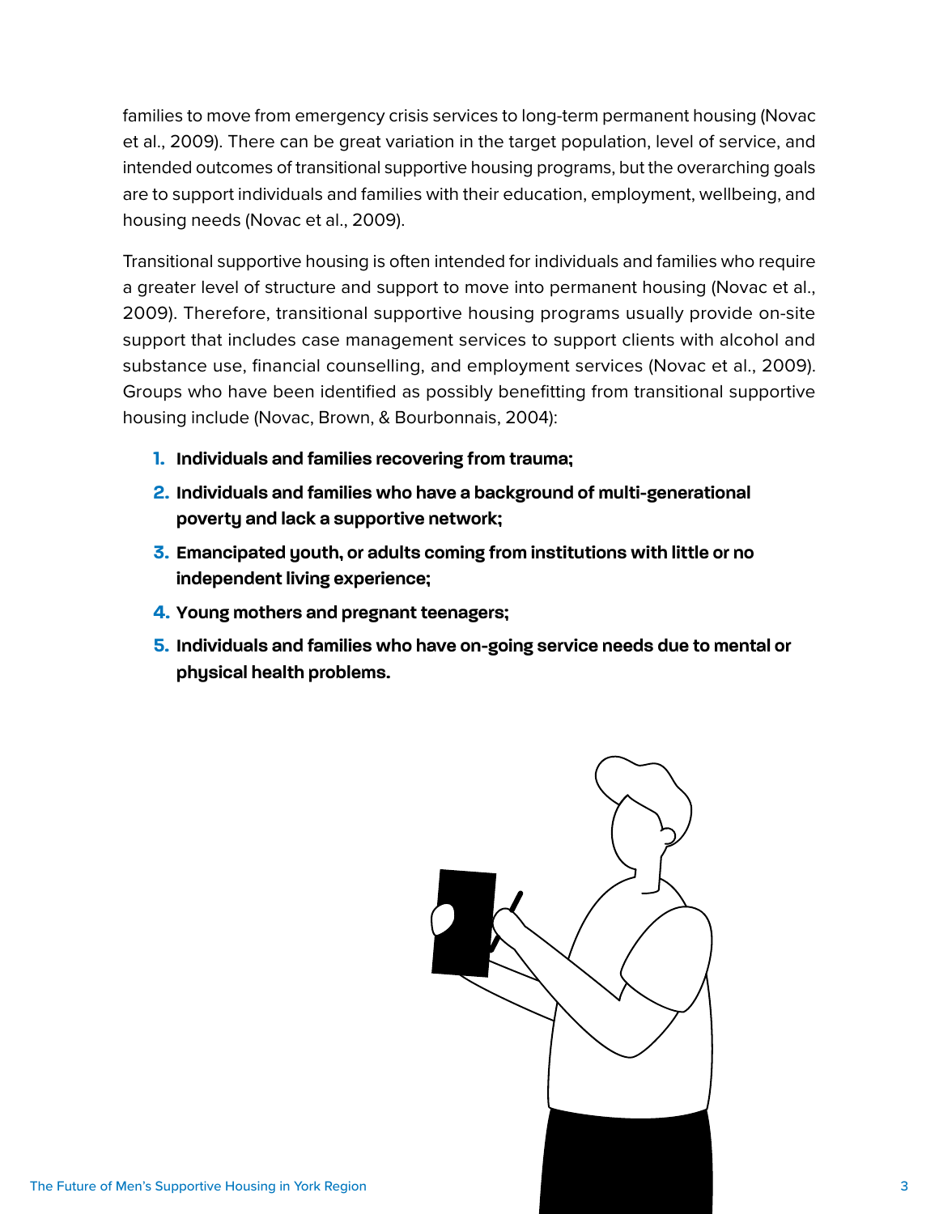families to move from emergency crisis services to long-term permanent housing (Novac et al., 2009). There can be great variation in the target population, level of service, and intended outcomes of transitional supportive housing programs, but the overarching goals are to support individuals and families with their education, employment, wellbeing, and housing needs (Novac et al., 2009).

Transitional supportive housing is often intended for individuals and families who require a greater level of structure and support to move into permanent housing (Novac et al., 2009). Therefore, transitional supportive housing programs usually provide on-site support that includes case management services to support clients with alcohol and substance use, financial counselling, and employment services (Novac et al., 2009). Groups who have been identified as possibly benefitting from transitional supportive housing include (Novac, Brown, & Bourbonnais, 2004):

1. **Individuals and families recovering from trauma;**
2. **Individuals and families who have a background of multi-generational poverty and lack a supportive network;**
3. **Emancipated youth, or adults coming from institutions with little or no independent living experience;**
4. **Young mothers and pregnant teenagers;**
5. **Individuals and families who have on-going service needs due to mental or physical health problems.**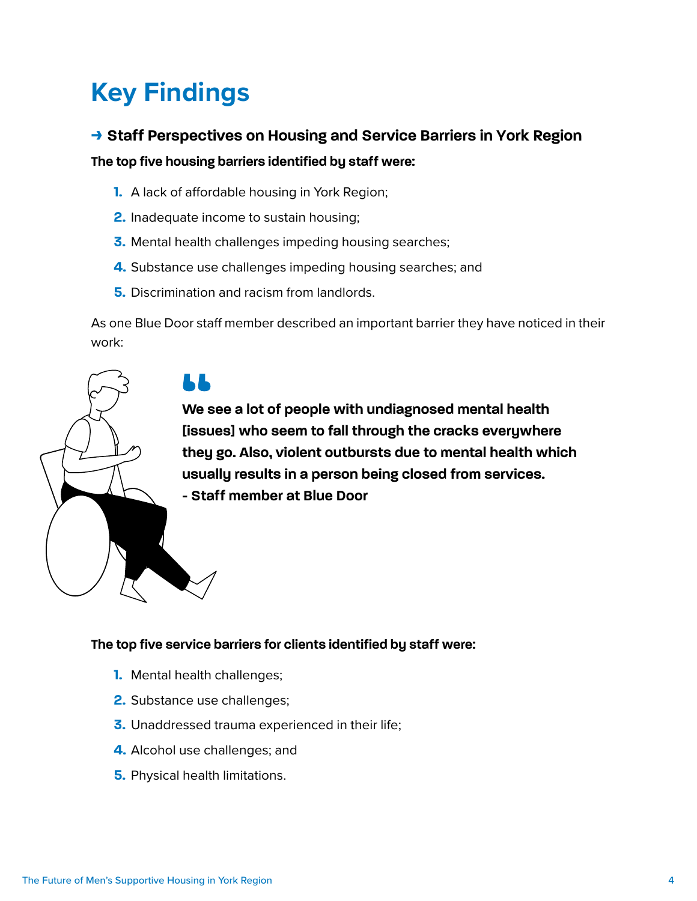# Key Findings

## → Staff Perspectives on Housing and Service Barriers in York Region

**The top five housing barriers identified by staff were:**

1. A lack of affordable housing in York Region;
2. Inadequate income to sustain housing;
3. Mental health challenges impeding housing searches;
4. Substance use challenges impeding housing searches; and
5. Discrimination and racism from landlords.

As one Blue Door staff member described an important barrier they have noticed in their work:

> **We see a lot of people with undiagnosed mental health [issues] who seem to fall through the cracks everywhere they go. Also, violent outbursts due to mental health which usually results in a person being closed from services.**
> **- Staff member at Blue Door**

**The top five service barriers for clients identified by staff were:**

1. Mental health challenges;
2. Substance use challenges;
3. Unaddressed trauma experienced in their life;
4. Alcohol use challenges; and
5. Physical health limitations.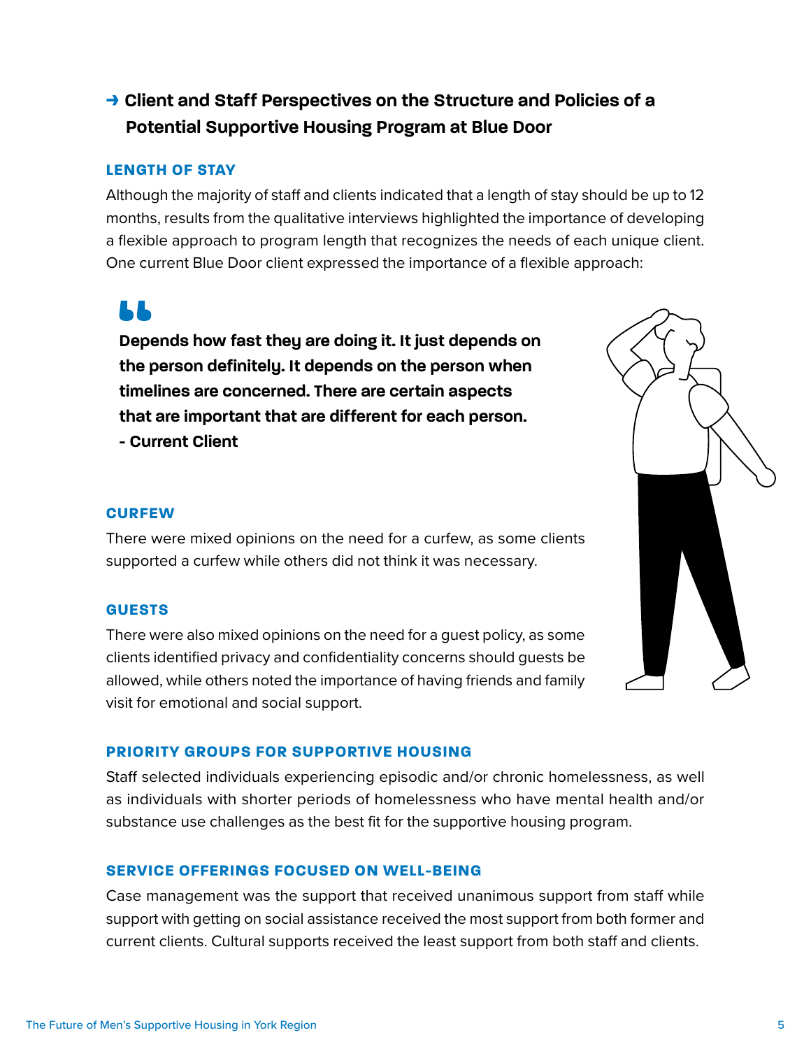## → Client and Staff Perspectives on the Structure and Policies of a Potential Supportive Housing Program at Blue Door

### LENGTH OF STAY

Although the majority of staff and clients indicated that a length of stay should be up to 12 months, results from the qualitative interviews highlighted the importance of developing a flexible approach to program length that recognizes the needs of each unique client. One current Blue Door client expressed the importance of a flexible approach:

> **Depends how fast they are doing it. It just depends on the person definitely. It depends on the person when timelines are concerned. There are certain aspects that are important that are different for each person.**
> **- Current Client**

### CURFEW

There were mixed opinions on the need for a curfew, as some clients supported a curfew while others did not think it was necessary.

### GUESTS

There were also mixed opinions on the need for a guest policy, as some clients identified privacy and confidentiality concerns should guests be allowed, while others noted the importance of having friends and family visit for emotional and social support.

### PRIORITY GROUPS FOR SUPPORTIVE HOUSING

Staff selected individuals experiencing episodic and/or chronic homelessness, as well as individuals with shorter periods of homelessness who have mental health and/or substance use challenges as the best fit for the supportive housing program.

### SERVICE OFFERINGS FOCUSED ON WELL-BEING

Case management was the support that received unanimous support from staff while support with getting on social assistance received the most support from both former and current clients. Cultural supports received the least support from both staff and clients.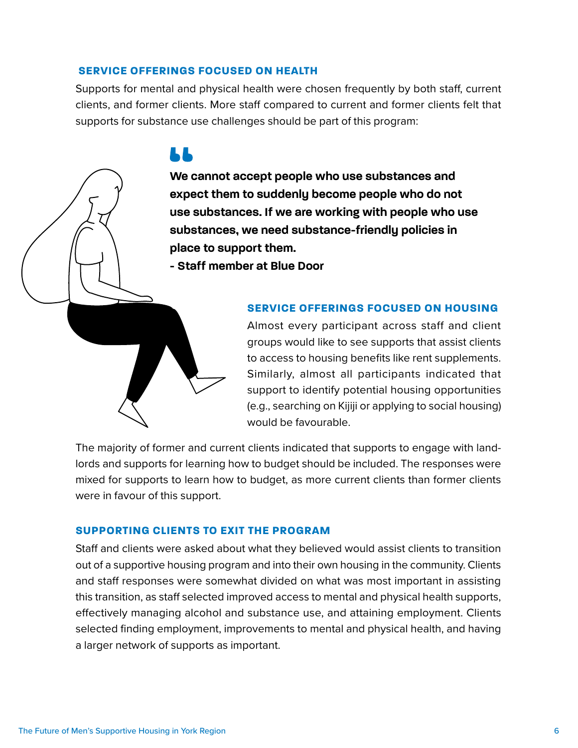### SERVICE OFFERINGS FOCUSED ON HEALTH

Supports for mental and physical health were chosen frequently by both staff, current clients, and former clients. More staff compared to current and former clients felt that supports for substance use challenges should be part of this program:

> **We cannot accept people who use substances and expect them to suddenly become people who do not use substances. If we are working with people who use substances, we need substance-friendly policies in place to support them.**
> **- Staff member at Blue Door**

### SERVICE OFFERINGS FOCUSED ON HOUSING

Almost every participant across staff and client groups would like to see supports that assist clients to access to housing benefits like rent supplements. Similarly, almost all participants indicated that support to identify potential housing opportunities (e.g., searching on Kijiji or applying to social housing) would be favourable.

The majority of former and current clients indicated that supports to engage with landlords and supports for learning how to budget should be included. The responses were mixed for supports to learn how to budget, as more current clients than former clients were in favour of this support.

### SUPPORTING CLIENTS TO EXIT THE PROGRAM

Staff and clients were asked about what they believed would assist clients to transition out of a supportive housing program and into their own housing in the community. Clients and staff responses were somewhat divided on what was most important in assisting this transition, as staff selected improved access to mental and physical health supports, effectively managing alcohol and substance use, and attaining employment. Clients selected finding employment, improvements to mental and physical health, and having a larger network of supports as important.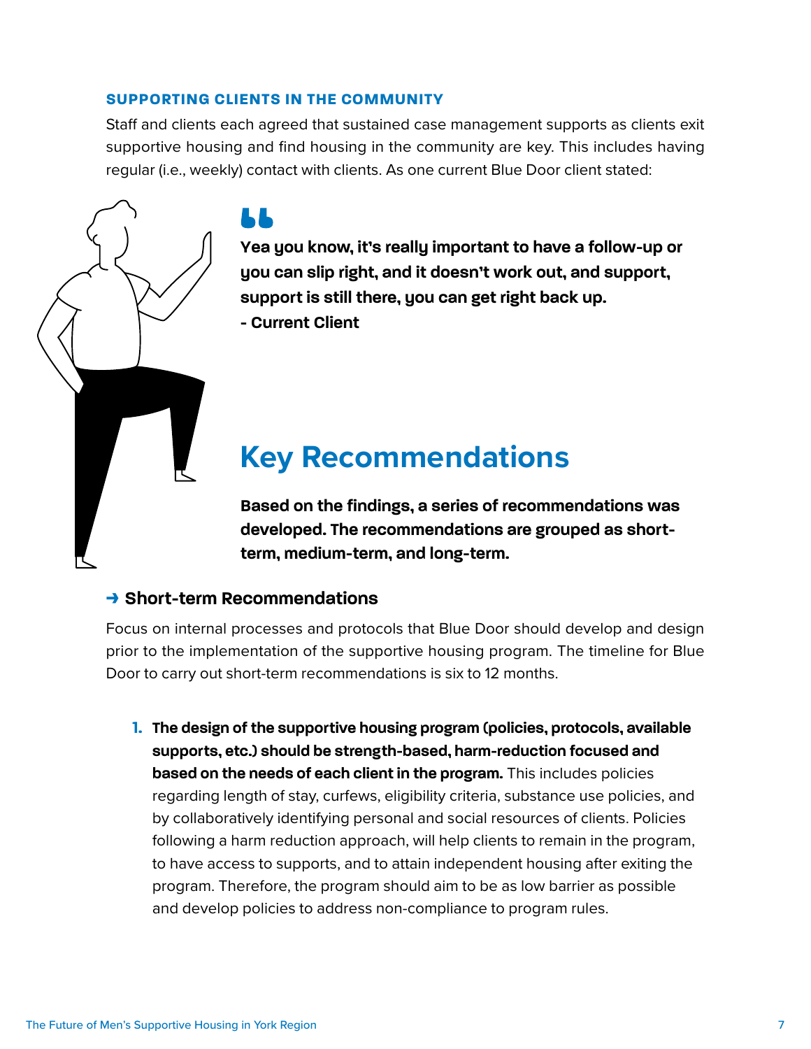### SUPPORTING CLIENTS IN THE COMMUNITY

Staff and clients each agreed that sustained case management supports as clients exit supportive housing and find housing in the community are key. This includes having regular (i.e., weekly) contact with clients. As one current Blue Door client stated:

> **Yea you know, it's really important to have a follow-up or you can slip right, and it doesn't work out, and support, support is still there, you can get right back up.**
> **- Current Client**

## Key Recommendations

**Based on the findings, a series of recommendations was developed. The recommendations are grouped as short-term, medium-term, and long-term.**

### → Short-term Recommendations

Focus on internal processes and protocols that Blue Door should develop and design prior to the implementation of the supportive housing program. The timeline for Blue Door to carry out short-term recommendations is six to 12 months.

1. **The design of the supportive housing program (policies, protocols, available supports, etc.) should be strength-based, harm-reduction focused and based on the needs of each client in the program.** This includes policies regarding length of stay, curfews, eligibility criteria, substance use policies, and by collaboratively identifying personal and social resources of clients. Policies following a harm reduction approach, will help clients to remain in the program, to have access to supports, and to attain independent housing after exiting the program. Therefore, the program should aim to be as low barrier as possible and develop policies to address non-compliance to program rules.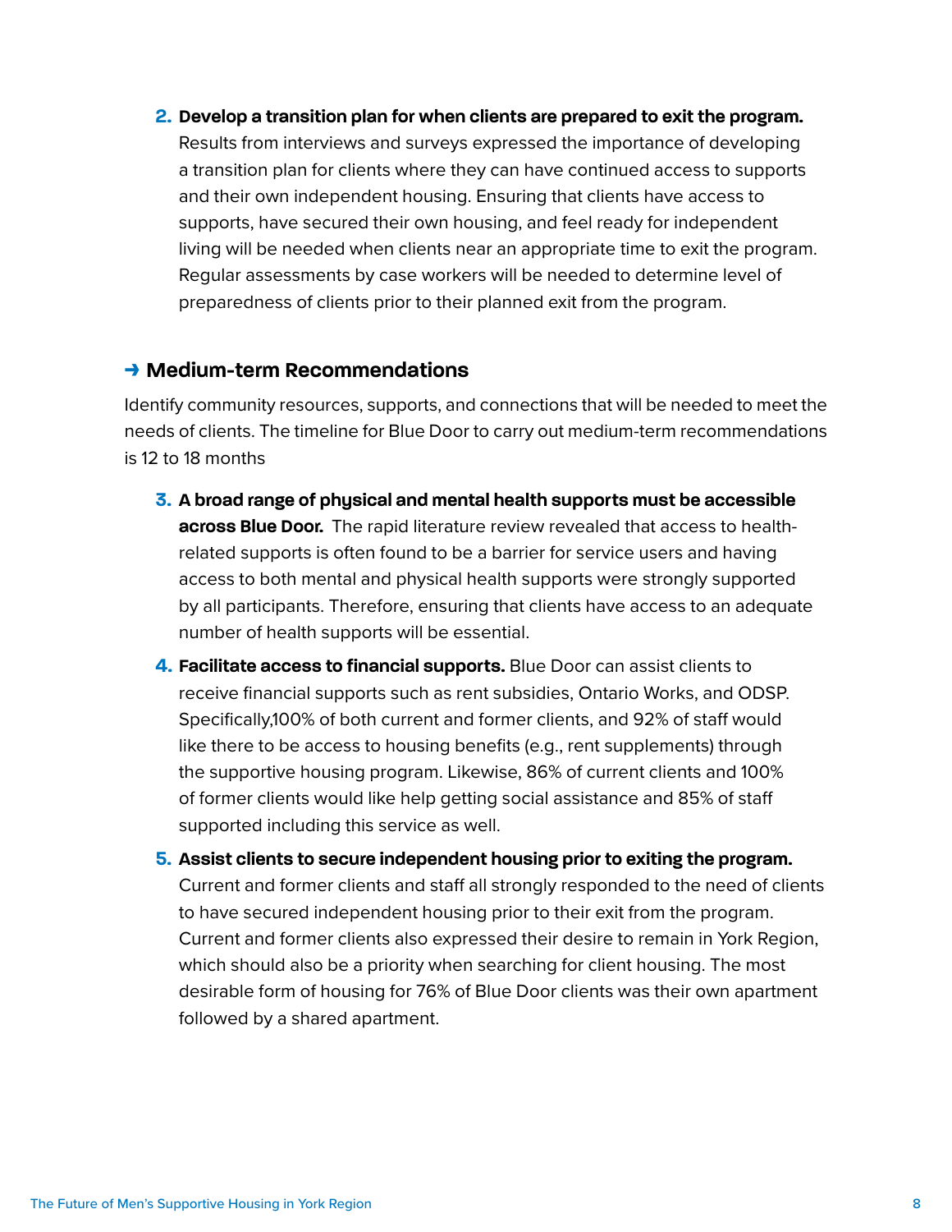2. **Develop a transition plan for when clients are prepared to exit the program.** Results from interviews and surveys expressed the importance of developing a transition plan for clients where they can have continued access to supports and their own independent housing. Ensuring that clients have access to supports, have secured their own housing, and feel ready for independent living will be needed when clients near an appropriate time to exit the program. Regular assessments by case workers will be needed to determine level of preparedness of clients prior to their planned exit from the program.

## → Medium-term Recommendations

Identify community resources, supports, and connections that will be needed to meet the needs of clients. The timeline for Blue Door to carry out medium-term recommendations is 12 to 18 months

3. **A broad range of physical and mental health supports must be accessible across Blue Door.** The rapid literature review revealed that access to health-related supports is often found to be a barrier for service users and having access to both mental and physical health supports were strongly supported by all participants. Therefore, ensuring that clients have access to an adequate number of health supports will be essential.
4. **Facilitate access to financial supports.** Blue Door can assist clients to receive financial supports such as rent subsidies, Ontario Works, and ODSP. Specifically,100% of both current and former clients, and 92% of staff would like there to be access to housing benefits (e.g., rent supplements) through the supportive housing program. Likewise, 86% of current clients and 100% of former clients would like help getting social assistance and 85% of staff supported including this service as well.
5. **Assist clients to secure independent housing prior to exiting the program.** Current and former clients and staff all strongly responded to the need of clients to have secured independent housing prior to their exit from the program. Current and former clients also expressed their desire to remain in York Region, which should also be a priority when searching for client housing. The most desirable form of housing for 76% of Blue Door clients was their own apartment followed by a shared apartment.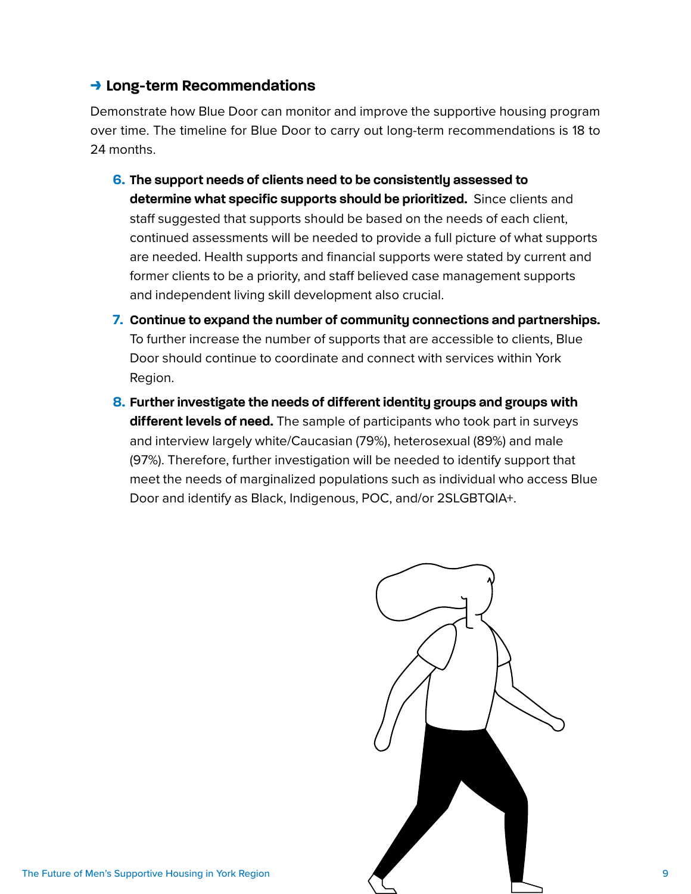## ➜ Long-term Recommendations

Demonstrate how Blue Door can monitor and improve the supportive housing program over time. The timeline for Blue Door to carry out long-term recommendations is 18 to 24 months.

6. **The support needs of clients need to be consistently assessed to determine what specific supports should be prioritized.** Since clients and staff suggested that supports should be based on the needs of each client, continued assessments will be needed to provide a full picture of what supports are needed. Health supports and financial supports were stated by current and former clients to be a priority, and staff believed case management supports and independent living skill development also crucial.
7. **Continue to expand the number of community connections and partnerships.** To further increase the number of supports that are accessible to clients, Blue Door should continue to coordinate and connect with services within York Region.
8. **Further investigate the needs of different identity groups and groups with different levels of need.** The sample of participants who took part in surveys and interview largely white/Caucasian (79%), heterosexual (89%) and male (97%). Therefore, further investigation will be needed to identify support that meet the needs of marginalized populations such as individual who access Blue Door and identify as Black, Indigenous, POC, and/or 2SLGBTQIA+.